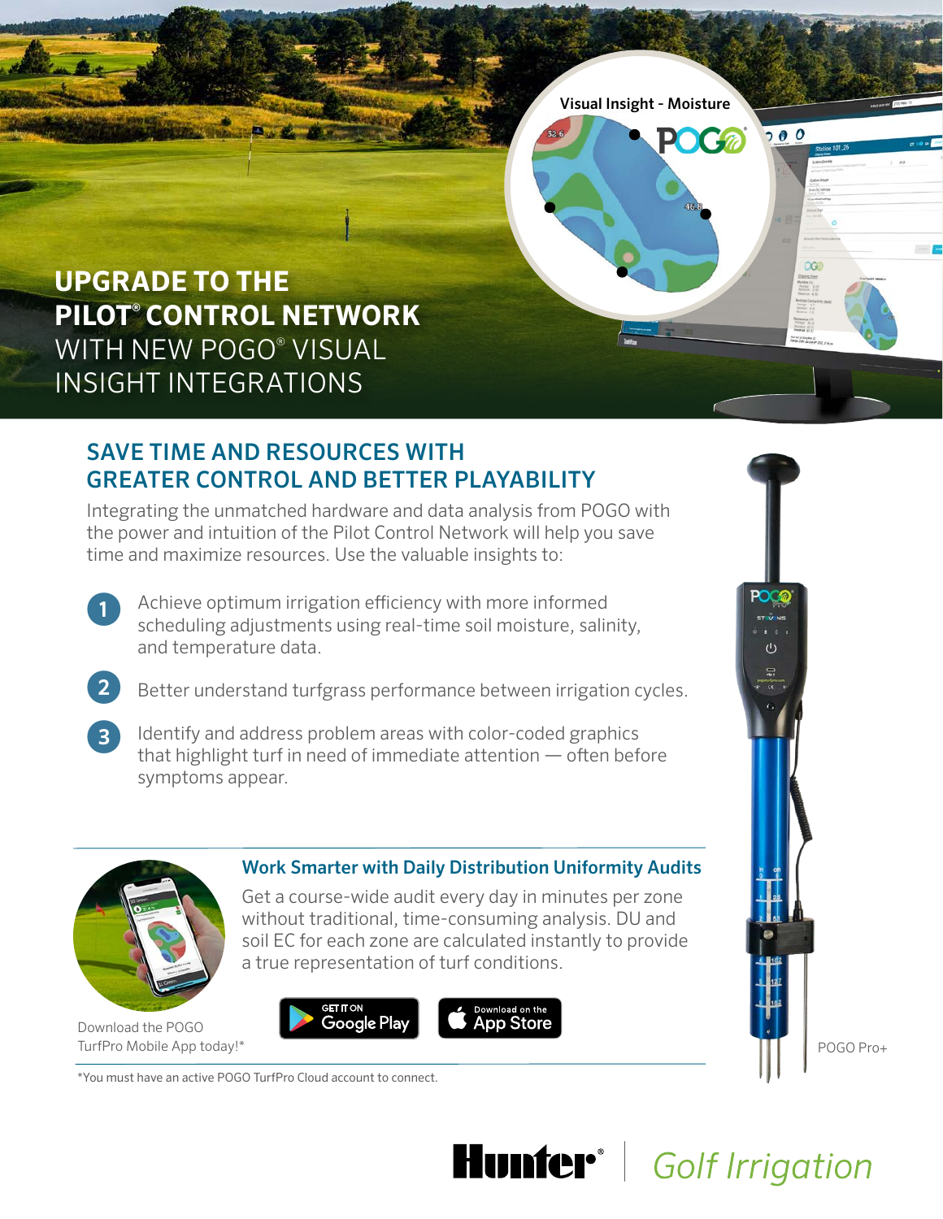# UPGRADE TO THE PILOT® CONTROL NETWORK WITH NEW POGO® VISUAL INSIGHT INTEGRATIONS

## SAVE TIME AND RESOURCES WITH GREATER CONTROL AND BETTER PLAYABILITY

Integrating the unmatched hardware and data analysis from POGO with the power and intuition of the Pilot Control Network will help you save time and maximize resources. Use the valuable insights to:

1. Achieve optimum irrigation efficiency with more informed scheduling adjustments using real-time soil moisture, salinity, and temperature data.
2. Better understand turfgrass performance between irrigation cycles.
3. Identify and address problem areas with color-coded graphics that highlight turf in need of immediate attention — often before symptoms appear.

### Work Smarter with Daily Distribution Uniformity Audits

Get a course-wide audit every day in minutes per zone without traditional, time-consuming analysis. DU and soil EC for each zone are calculated instantly to provide a true representation of turf conditions.

Download the POGO TurfPro Mobile App today!*

GET IT ON Google Play

Download on the App Store

*You must have an active POGO TurfPro Cloud account to connect.

POGO Pro+

Hunter® | Golf Irrigation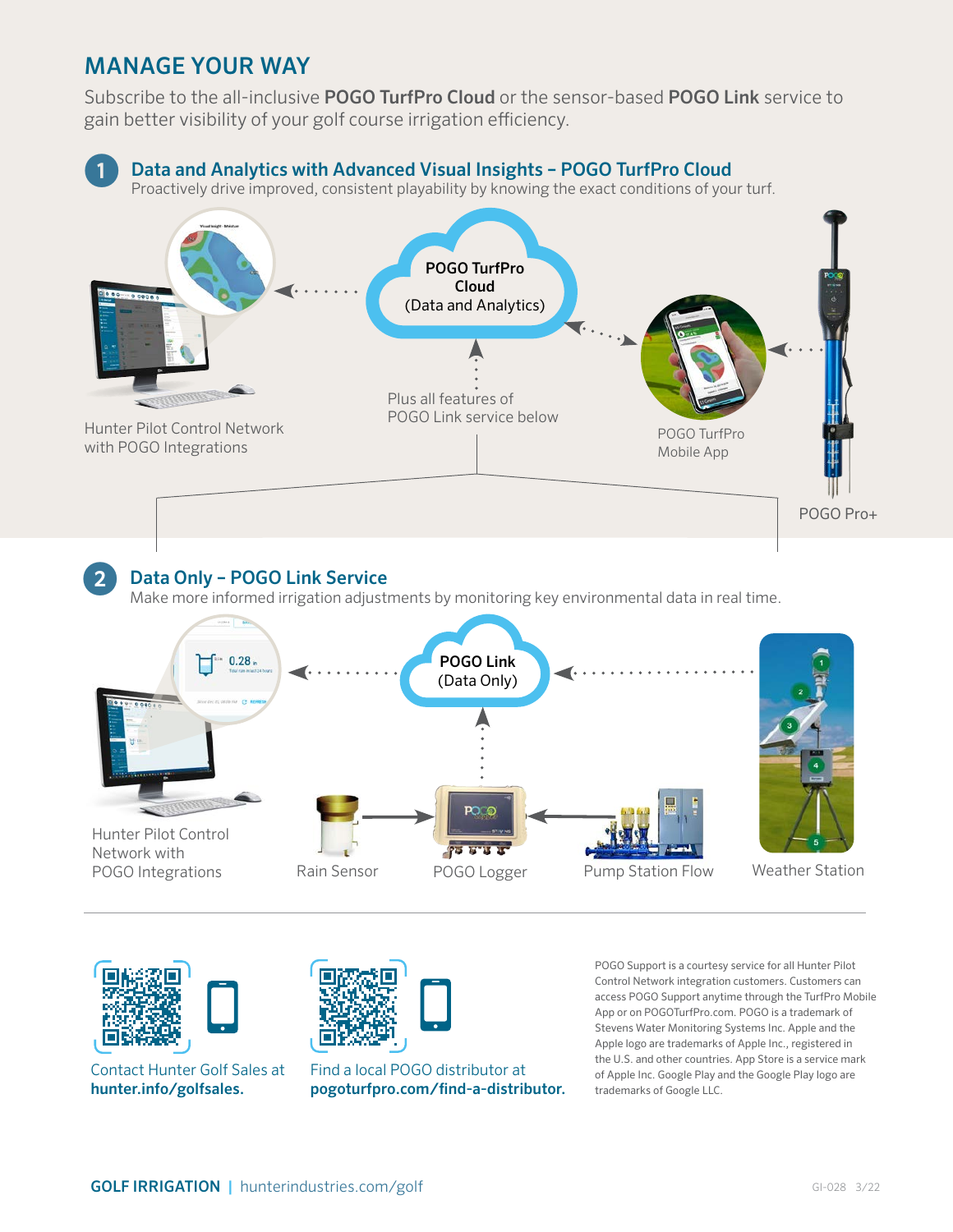# MANAGE YOUR WAY

Subscribe to the all-inclusive **POGO TurfPro Cloud** or the sensor-based **POGO Link** service to gain better visibility of your golf course irrigation efficiency.

## 1 Data and Analytics with Advanced Visual Insights – POGO TurfPro Cloud

Proactively drive improved, consistent playability by knowing the exact conditions of your turf.

POGO TurfPro Cloud (Data and Analytics)

Hunter Pilot Control Network with POGO Integrations

Plus all features of POGO Link service below

POGO TurfPro Mobile App

POGO Pro+

## 2 Data Only – POGO Link Service

Make more informed irrigation adjustments by monitoring key environmental data in real time.

POGO Link (Data Only)

Hunter Pilot Control Network with POGO Integrations

Rain Sensor

POGO Logger

Pump Station Flow

Weather Station

Contact Hunter Golf Sales at **hunter.info/golfsales.**

Find a local POGO distributor at **pogoturfpro.com/find-a-distributor.**

POGO Support is a courtesy service for all Hunter Pilot Control Network integration customers. Customers can access POGO Support anytime through the TurfPro Mobile App or on POGOTurfPro.com. POGO is a trademark of Stevens Water Monitoring Systems Inc. Apple and the Apple logo are trademarks of Apple Inc., registered in the U.S. and other countries. App Store is a service mark of Apple Inc. Google Play and the Google Play logo are trademarks of Google LLC.

**GOLF IRRIGATION** | hunterindustries.com/golf

GI-028 3/22